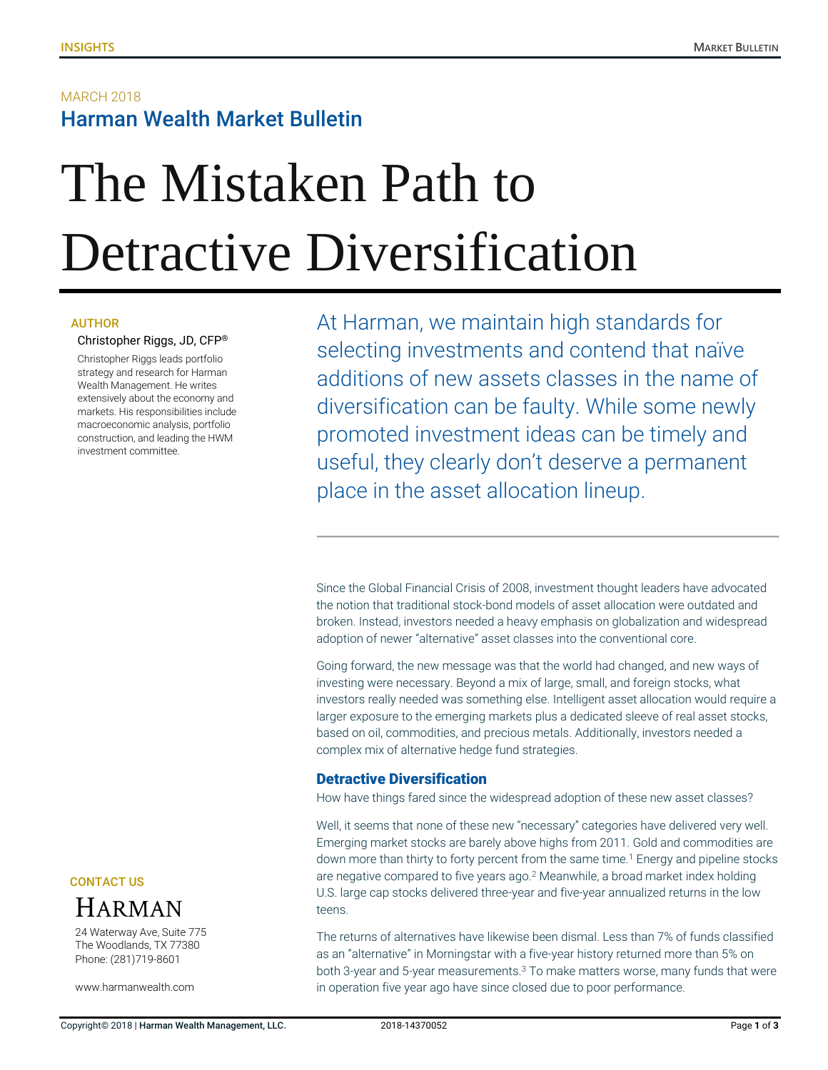MARCH 2018

## Harman Wealth Market Bulletin

# The Mistaken Path to Detractive Diversification

AUTHOR

Christopher Riggs, JD, CFP®

Christopher Riggs leads portfolio strategy and research for Harman Wealth Management. He writes extensively about the economy and markets. His responsibilities include macroeconomic analysis, portfolio construction, and leading the HWM investment committee.

At Harman, we maintain high standards for selecting investments and contend that naïve additions of new assets classes in the name of diversification can be faulty. While some newly promoted investment ideas can be timely and useful, they clearly don't deserve a permanent place in the asset allocation lineup.

Since the Global Financial Crisis of 2008, investment thought leaders have advocated the notion that traditional stock-bond models of asset allocation were outdated and broken. Instead, investors needed a heavy emphasis on globalization and widespread adoption of newer "alternative" asset classes into the conventional core.

Going forward, the new message was that the world had changed, and new ways of investing were necessary. Beyond a mix of large, small, and foreign stocks, what investors really needed was something else. Intelligent asset allocation would require a larger exposure to the emerging markets plus a dedicated sleeve of real asset stocks, based on oil, commodities, and precious metals. Additionally, investors needed a complex mix of alternative hedge fund strategies.

### Detractive Diversification

How have things fared since the widespread adoption of these new asset classes?

Well, it seems that none of these new "necessary" categories have delivered very well. Emerging market stocks are barely above highs from 2011. Gold and commodities are down more than thirty to forty percent from the same time.[1] Energy and pipeline stocks are negative compared to five years ago.[2] Meanwhile, a broad market index holding U.S. large cap stocks delivered three-year and five-year annualized returns in the low teens.

The returns of alternatives have likewise been dismal. Less than 7% of funds classified as an "alternative" in Morningstar with a five-year history returned more than 5% on both 3-year and 5-year measurements.[3] To make matters worse, many funds that were in operation five year ago have since closed due to poor performance.

CONTACT US

HARMAN

24 Waterway Ave, Suite 775
The Woodlands, TX 77380
Phone: (281)719-8601

www.harmanwealth.com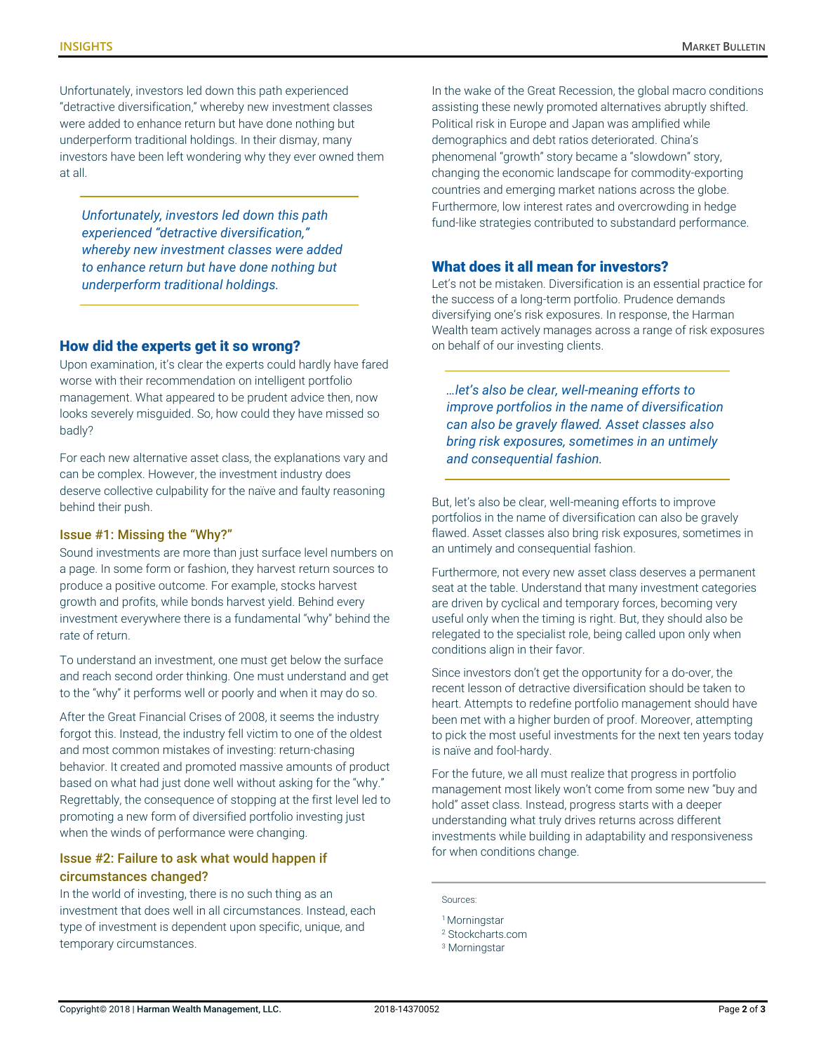Unfortunately, investors led down this path experienced "detractive diversification," whereby new investment classes were added to enhance return but have done nothing but underperform traditional holdings. In their dismay, many investors have been left wondering why they ever owned them at all.

> *Unfortunately, investors led down this path experienced "detractive diversification," whereby new investment classes were added to enhance return but have done nothing but underperform traditional holdings.*

## How did the experts get it so wrong?

Upon examination, it's clear the experts could hardly have fared worse with their recommendation on intelligent portfolio management. What appeared to be prudent advice then, now looks severely misguided. So, how could they have missed so badly?

For each new alternative asset class, the explanations vary and can be complex. However, the investment industry does deserve collective culpability for the naïve and faulty reasoning behind their push.

### Issue #1: Missing the "Why?"

Sound investments are more than just surface level numbers on a page. In some form or fashion, they harvest return sources to produce a positive outcome. For example, stocks harvest growth and profits, while bonds harvest yield. Behind every investment everywhere there is a fundamental "why" behind the rate of return.

To understand an investment, one must get below the surface and reach second order thinking. One must understand and get to the "why" it performs well or poorly and when it may do so.

After the Great Financial Crises of 2008, it seems the industry forgot this. Instead, the industry fell victim to one of the oldest and most common mistakes of investing: return-chasing behavior. It created and promoted massive amounts of product based on what had just done well without asking for the "why." Regrettably, the consequence of stopping at the first level led to promoting a new form of diversified portfolio investing just when the winds of performance were changing.

### Issue #2: Failure to ask what would happen if circumstances changed?

In the world of investing, there is no such thing as an investment that does well in all circumstances. Instead, each type of investment is dependent upon specific, unique, and temporary circumstances.

In the wake of the Great Recession, the global macro conditions assisting these newly promoted alternatives abruptly shifted. Political risk in Europe and Japan was amplified while demographics and debt ratios deteriorated. China's phenomenal "growth" story became a "slowdown" story, changing the economic landscape for commodity-exporting countries and emerging market nations across the globe. Furthermore, low interest rates and overcrowding in hedge fund-like strategies contributed to substandard performance.

## What does it all mean for investors?

Let's not be mistaken. Diversification is an essential practice for the success of a long-term portfolio. Prudence demands diversifying one's risk exposures. In response, the Harman Wealth team actively manages across a range of risk exposures on behalf of our investing clients.

> *…let's also be clear, well-meaning efforts to improve portfolios in the name of diversification can also be gravely flawed. Asset classes also bring risk exposures, sometimes in an untimely and consequential fashion.*

But, let's also be clear, well-meaning efforts to improve portfolios in the name of diversification can also be gravely flawed. Asset classes also bring risk exposures, sometimes in an untimely and consequential fashion.

Furthermore, not every new asset class deserves a permanent seat at the table. Understand that many investment categories are driven by cyclical and temporary forces, becoming very useful only when the timing is right. But, they should also be relegated to the specialist role, being called upon only when conditions align in their favor.

Since investors don't get the opportunity for a do-over, the recent lesson of detractive diversification should be taken to heart. Attempts to redefine portfolio management should have been met with a higher burden of proof. Moreover, attempting to pick the most useful investments for the next ten years today is naïve and fool-hardy.

For the future, we all must realize that progress in portfolio management most likely won't come from some new "buy and hold" asset class. Instead, progress starts with a deeper understanding what truly drives returns across different investments while building in adaptability and responsiveness for when conditions change.

---

Sources:

[1] Morningstar
[2] Stockcharts.com
[3] Morningstar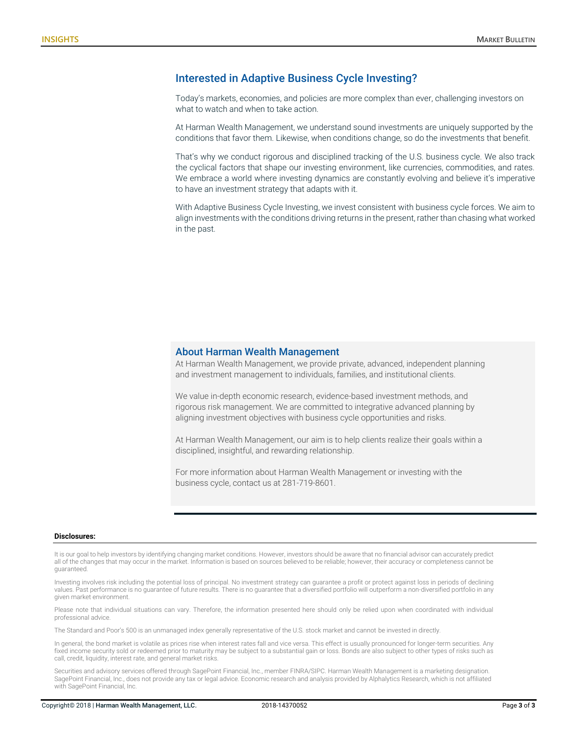## Interested in Adaptive Business Cycle Investing?

Today's markets, economies, and policies are more complex than ever, challenging investors on what to watch and when to take action.

At Harman Wealth Management, we understand sound investments are uniquely supported by the conditions that favor them. Likewise, when conditions change, so do the investments that benefit.

That's why we conduct rigorous and disciplined tracking of the U.S. business cycle. We also track the cyclical factors that shape our investing environment, like currencies, commodities, and rates. We embrace a world where investing dynamics are constantly evolving and believe it's imperative to have an investment strategy that adapts with it.

With Adaptive Business Cycle Investing, we invest consistent with business cycle forces. We aim to align investments with the conditions driving returns in the present, rather than chasing what worked in the past.

## About Harman Wealth Management

At Harman Wealth Management, we provide private, advanced, independent planning and investment management to individuals, families, and institutional clients.

We value in-depth economic research, evidence-based investment methods, and rigorous risk management. We are committed to integrative advanced planning by aligning investment objectives with business cycle opportunities and risks.

At Harman Wealth Management, our aim is to help clients realize their goals within a disciplined, insightful, and rewarding relationship.

For more information about Harman Wealth Management or investing with the business cycle, contact us at 281-719-8601.

**Disclosures:**

It is our goal to help investors by identifying changing market conditions. However, investors should be aware that no financial advisor can accurately predict all of the changes that may occur in the market. Information is based on sources believed to be reliable; however, their accuracy or completeness cannot be guaranteed.

Investing involves risk including the potential loss of principal. No investment strategy can guarantee a profit or protect against loss in periods of declining values. Past performance is no guarantee of future results. There is no guarantee that a diversified portfolio will outperform a non-diversified portfolio in any given market environment.

Please note that individual situations can vary. Therefore, the information presented here should only be relied upon when coordinated with individual professional advice.

The Standard and Poor's 500 is an unmanaged index generally representative of the U.S. stock market and cannot be invested in directly.

In general, the bond market is volatile as prices rise when interest rates fall and vice versa. This effect is usually pronounced for longer-term securities. Any fixed income security sold or redeemed prior to maturity may be subject to a substantial gain or loss. Bonds are also subject to other types of risks such as call, credit, liquidity, interest rate, and general market risks.

Securities and advisory services offered through SagePoint Financial, Inc., member FINRA/SIPC. Harman Wealth Management is a marketing designation. SagePoint Financial, Inc., does not provide any tax or legal advice. Economic research and analysis provided by Alphalytics Research, which is not affiliated with SagePoint Financial, Inc.

Copyright© 2018 | **Harman Wealth Management, LLC.** 2018-14370052